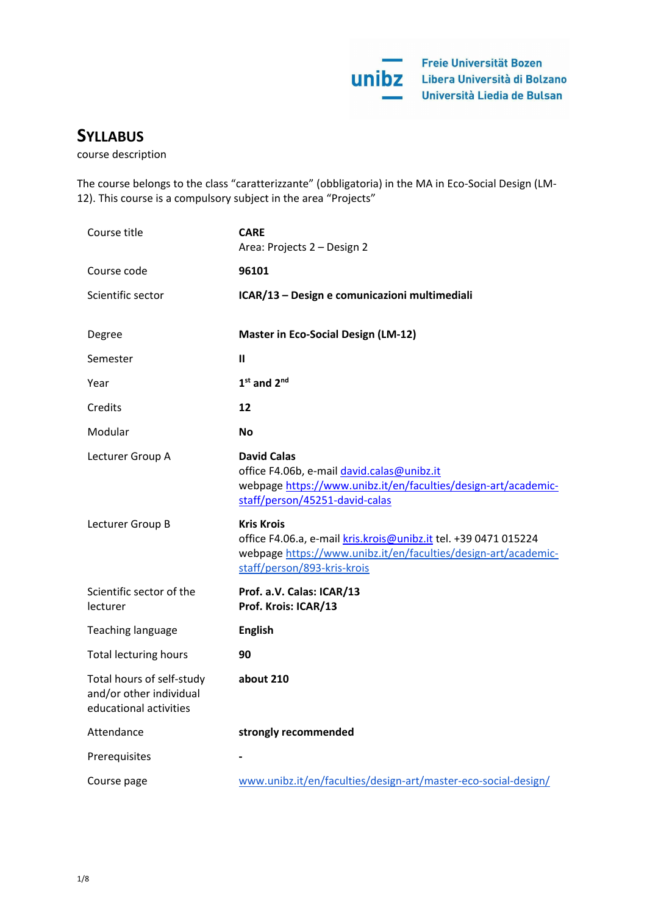Freie Universität Bozen
Libera Università di Bolzano
Università Liedia de Bulsan

# Syllabus

course description

The course belongs to the class “caratterizzante” (obbligatoria) in the MA in Eco-Social Design (LM-12). This course is a compulsory subject in the area “Projects”

| | |
|---|---|
| Course title | **CARE**<br>Area: Projects 2 – Design 2 |
| Course code | **96101** |
| Scientific sector | **ICAR/13 – Design e comunicazioni multimediali** |
| Degree | **Master in Eco-Social Design (LM-12)** |
| Semester | **II** |
| Year | **1st and 2nd** |
| Credits | **12** |
| Modular | **No** |
| Lecturer Group A | **David Calas**<br>office F4.06b, e-mail david.calas@unibz.it<br>webpage https://www.unibz.it/en/faculties/design-art/academic-staff/person/45251-david-calas |
| Lecturer Group B | **Kris Krois**<br>office F4.06.a, e-mail kris.krois@unibz.it tel. +39 0471 015224<br>webpage https://www.unibz.it/en/faculties/design-art/academic-staff/person/893-kris-krois |
| Scientific sector of the lecturer | **Prof. a.V. Calas: ICAR/13**<br>**Prof. Krois: ICAR/13** |
| Teaching language | **English** |
| Total lecturing hours | **90** |
| Total hours of self-study and/or other individual educational activities | **about 210** |
| Attendance | **strongly recommended** |
| Prerequisites | **-** |
| Course page | www.unibz.it/en/faculties/design-art/master-eco-social-design/ |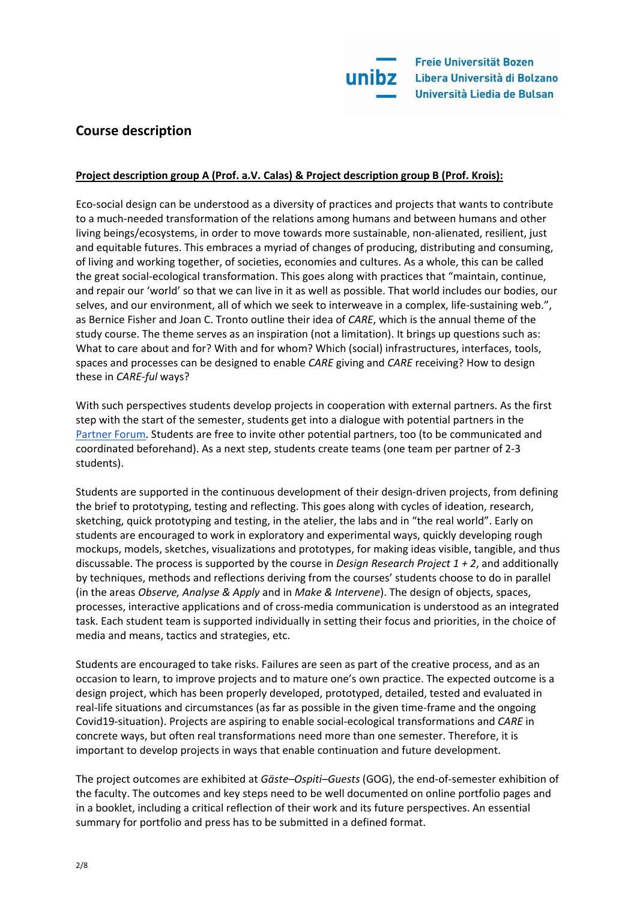## Course description

**Project description group A (Prof. a.V. Calas) & Project description group B (Prof. Krois):**

Eco-social design can be understood as a diversity of practices and projects that wants to contribute to a much-needed transformation of the relations among humans and between humans and other living beings/ecosystems, in order to move towards more sustainable, non-alienated, resilient, just and equitable futures. This embraces a myriad of changes of producing, distributing and consuming, of living and working together, of societies, economies and cultures. As a whole, this can be called the great social-ecological transformation. This goes along with practices that "maintain, continue, and repair our 'world' so that we can live in it as well as possible. That world includes our bodies, our selves, and our environment, all of which we seek to interweave in a complex, life-sustaining web.", as Bernice Fisher and Joan C. Tronto outline their idea of *CARE*, which is the annual theme of the study course. The theme serves as an inspiration (not a limitation). It brings up questions such as: What to care about and for? With and for whom? Which (social) infrastructures, interfaces, tools, spaces and processes can be designed to enable *CARE* giving and *CARE* receiving? How to design these in *CARE-ful* ways?

With such perspectives students develop projects in cooperation with external partners. As the first step with the start of the semester, students get into a dialogue with potential partners in the Partner Forum. Students are free to invite other potential partners, too (to be communicated and coordinated beforehand). As a next step, students create teams (one team per partner of 2-3 students).

Students are supported in the continuous development of their design-driven projects, from defining the brief to prototyping, testing and reflecting. This goes along with cycles of ideation, research, sketching, quick prototyping and testing, in the atelier, the labs and in "the real world". Early on students are encouraged to work in exploratory and experimental ways, quickly developing rough mockups, models, sketches, visualizations and prototypes, for making ideas visible, tangible, and thus discussable. The process is supported by the course in *Design Research Project 1 + 2*, and additionally by techniques, methods and reflections deriving from the courses' students choose to do in parallel (in the areas *Observe, Analyse & Apply* and in *Make & Intervene*). The design of objects, spaces, processes, interactive applications and of cross-media communication is understood as an integrated task. Each student team is supported individually in setting their focus and priorities, in the choice of media and means, tactics and strategies, etc.

Students are encouraged to take risks. Failures are seen as part of the creative process, and as an occasion to learn, to improve projects and to mature one's own practice. The expected outcome is a design project, which has been properly developed, prototyped, detailed, tested and evaluated in real-life situations and circumstances (as far as possible in the given time-frame and the ongoing Covid19-situation). Projects are aspiring to enable social-ecological transformations and *CARE* in concrete ways, but often real transformations need more than one semester. Therefore, it is important to develop projects in ways that enable continuation and future development.

The project outcomes are exhibited at *Gäste–Ospiti–Guests* (GOG), the end-of-semester exhibition of the faculty. The outcomes and key steps need to be well documented on online portfolio pages and in a booklet, including a critical reflection of their work and its future perspectives. An essential summary for portfolio and press has to be submitted in a defined format.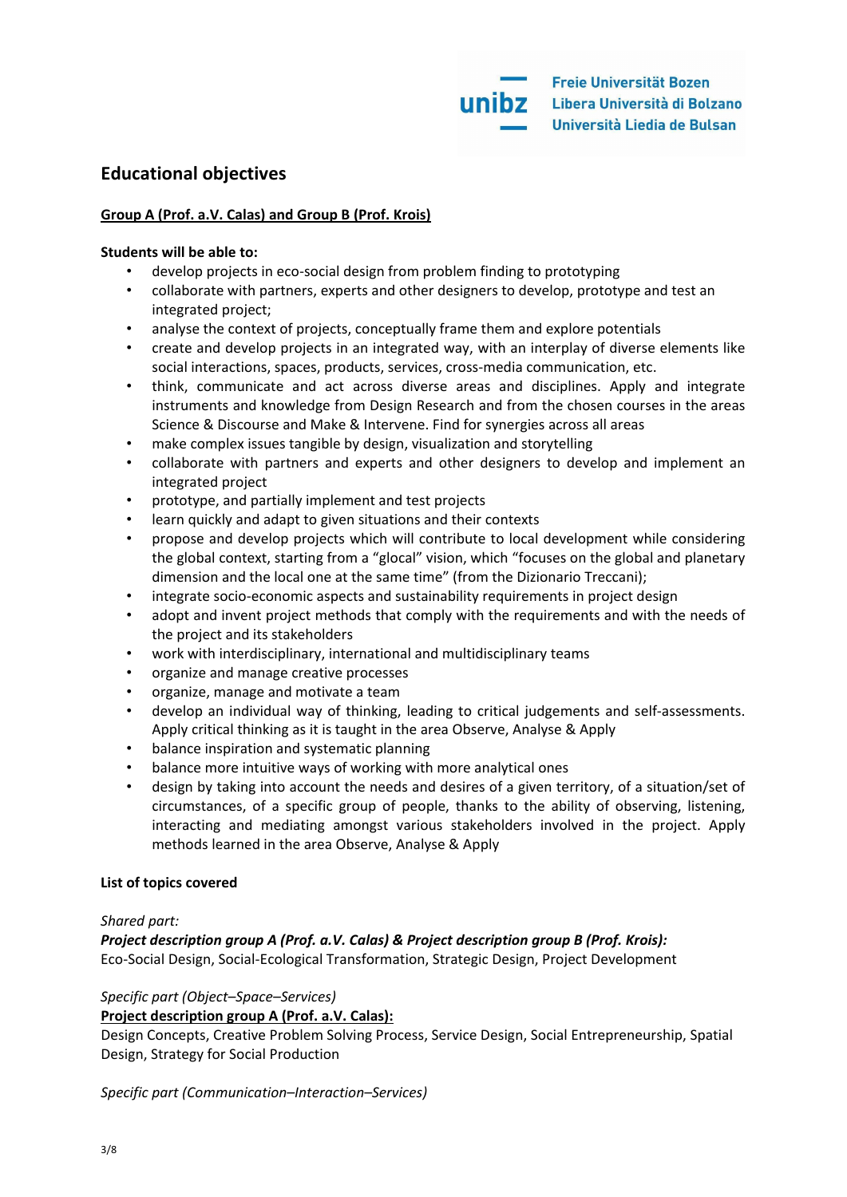## Educational objectives

**Group A (Prof. a.V. Calas) and Group B (Prof. Krois)**

**Students will be able to:**

- develop projects in eco-social design from problem finding to prototyping
- collaborate with partners, experts and other designers to develop, prototype and test an integrated project;
- analyse the context of projects, conceptually frame them and explore potentials
- create and develop projects in an integrated way, with an interplay of diverse elements like social interactions, spaces, products, services, cross-media communication, etc.
- think, communicate and act across diverse areas and disciplines. Apply and integrate instruments and knowledge from Design Research and from the chosen courses in the areas Science & Discourse and Make & Intervene. Find for synergies across all areas
- make complex issues tangible by design, visualization and storytelling
- collaborate with partners and experts and other designers to develop and implement an integrated project
- prototype, and partially implement and test projects
- learn quickly and adapt to given situations and their contexts
- propose and develop projects which will contribute to local development while considering the global context, starting from a "glocal" vision, which "focuses on the global and planetary dimension and the local one at the same time" (from the Dizionario Treccani);
- integrate socio-economic aspects and sustainability requirements in project design
- adopt and invent project methods that comply with the requirements and with the needs of the project and its stakeholders
- work with interdisciplinary, international and multidisciplinary teams
- organize and manage creative processes
- organize, manage and motivate a team
- develop an individual way of thinking, leading to critical judgements and self-assessments. Apply critical thinking as it is taught in the area Observe, Analyse & Apply
- balance inspiration and systematic planning
- balance more intuitive ways of working with more analytical ones
- design by taking into account the needs and desires of a given territory, of a situation/set of circumstances, of a specific group of people, thanks to the ability of observing, listening, interacting and mediating amongst various stakeholders involved in the project. Apply methods learned in the area Observe, Analyse & Apply

**List of topics covered**

*Shared part:*

***Project description group A (Prof. a.V. Calas) & Project description group B (Prof. Krois):***
Eco-Social Design, Social-Ecological Transformation, Strategic Design, Project Development

*Specific part (Object–Space–Services)*

**Project description group A (Prof. a.V. Calas):**
Design Concepts, Creative Problem Solving Process, Service Design, Social Entrepreneurship, Spatial Design, Strategy for Social Production

*Specific part (Communication–Interaction–Services)*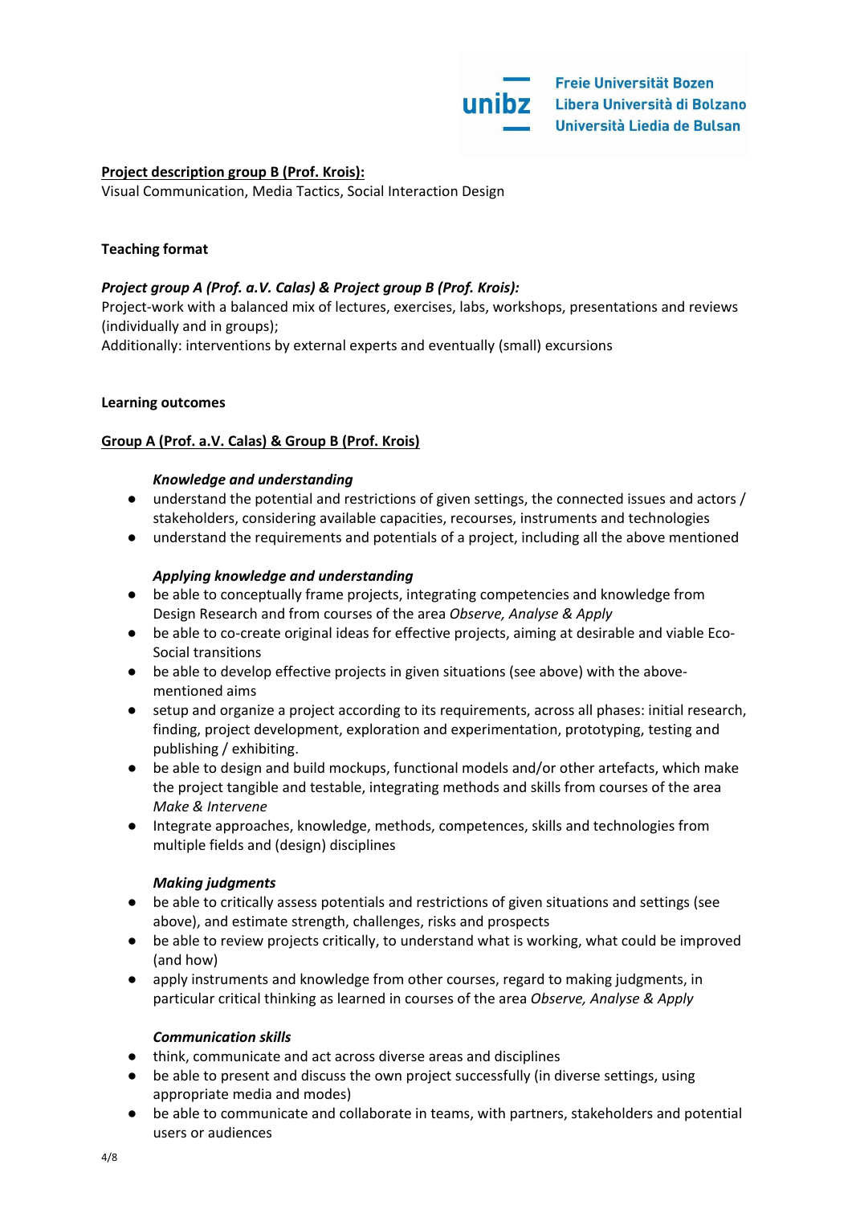**<u>Project description group B (Prof. Krois):</u>**
Visual Communication, Media Tactics, Social Interaction Design

**Teaching format**

***Project group A (Prof. a.V. Calas) & Project group B (Prof. Krois):***
Project-work with a balanced mix of lectures, exercises, labs, workshops, presentations and reviews (individually and in groups);
Additionally: interventions by external experts and eventually (small) excursions

**Learning outcomes**

**<u>Group A (Prof. a.V. Calas) & Group B (Prof. Krois)</u>**

***Knowledge and understanding***

- understand the potential and restrictions of given settings, the connected issues and actors / stakeholders, considering available capacities, recourses, instruments and technologies
- understand the requirements and potentials of a project, including all the above mentioned

***Applying knowledge and understanding***

- be able to conceptually frame projects, integrating competencies and knowledge from Design Research and from courses of the area *Observe, Analyse & Apply*
- be able to co-create original ideas for effective projects, aiming at desirable and viable Eco-Social transitions
- be able to develop effective projects in given situations (see above) with the above-mentioned aims
- setup and organize a project according to its requirements, across all phases: initial research, finding, project development, exploration and experimentation, prototyping, testing and publishing / exhibiting.
- be able to design and build mockups, functional models and/or other artefacts, which make the project tangible and testable, integrating methods and skills from courses of the area *Make & Intervene*
- Integrate approaches, knowledge, methods, competences, skills and technologies from multiple fields and (design) disciplines

***Making judgments***

- be able to critically assess potentials and restrictions of given situations and settings (see above), and estimate strength, challenges, risks and prospects
- be able to review projects critically, to understand what is working, what could be improved (and how)
- apply instruments and knowledge from other courses, regard to making judgments, in particular critical thinking as learned in courses of the area *Observe, Analyse & Apply*

***Communication skills***

- think, communicate and act across diverse areas and disciplines
- be able to present and discuss the own project successfully (in diverse settings, using appropriate media and modes)
- be able to communicate and collaborate in teams, with partners, stakeholders and potential users or audiences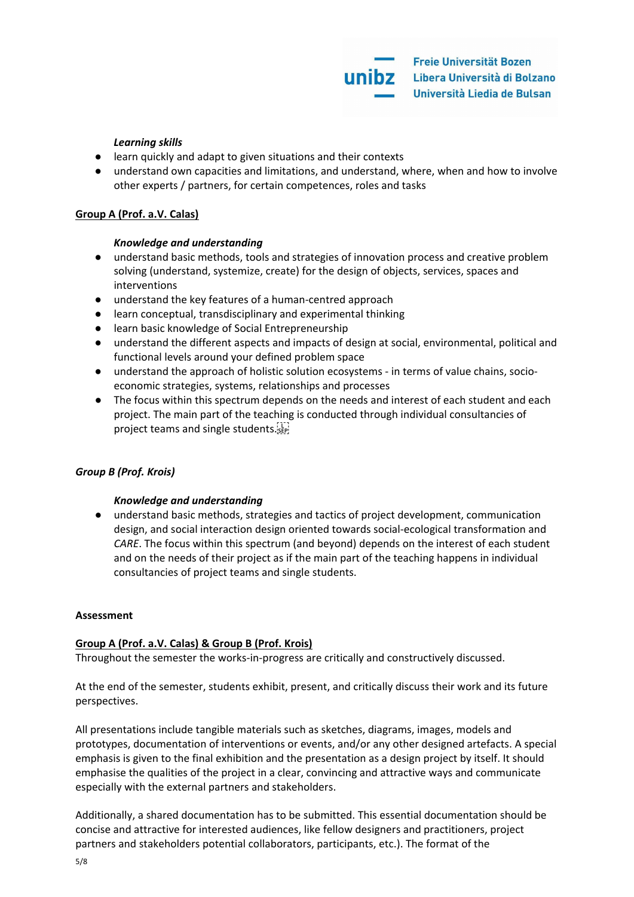*Learning skills*

- learn quickly and adapt to given situations and their contexts
- understand own capacities and limitations, and understand, where, when and how to involve other experts / partners, for certain competences, roles and tasks

**Group A (Prof. a.V. Calas)**

*Knowledge and understanding*

- understand basic methods, tools and strategies of innovation process and creative problem solving (understand, systemize, create) for the design of objects, services, spaces and interventions
- understand the key features of a human-centred approach
- learn conceptual, transdisciplinary and experimental thinking
- learn basic knowledge of Social Entrepreneurship
- understand the different aspects and impacts of design at social, environmental, political and functional levels around your defined problem space
- understand the approach of holistic solution ecosystems - in terms of value chains, socio-economic strategies, systems, relationships and processes
- The focus within this spectrum depends on the needs and interest of each student and each project. The main part of the teaching is conducted through individual consultancies of project teams and single students.

***Group B (Prof. Krois)***

*Knowledge and understanding*

- understand basic methods, strategies and tactics of project development, communication design, and social interaction design oriented towards social-ecological transformation and *CARE*. The focus within this spectrum (and beyond) depends on the interest of each student and on the needs of their project as if the main part of the teaching happens in individual consultancies of project teams and single students.

**Assessment**

**Group A (Prof. a.V. Calas) & Group B (Prof. Krois)**

Throughout the semester the works-in-progress are critically and constructively discussed.

At the end of the semester, students exhibit, present, and critically discuss their work and its future perspectives.

All presentations include tangible materials such as sketches, diagrams, images, models and prototypes, documentation of interventions or events, and/or any other designed artefacts. A special emphasis is given to the final exhibition and the presentation as a design project by itself. It should emphasise the qualities of the project in a clear, convincing and attractive ways and communicate especially with the external partners and stakeholders.

Additionally, a shared documentation has to be submitted. This essential documentation should be concise and attractive for interested audiences, like fellow designers and practitioners, project partners and stakeholders potential collaborators, participants, etc.). The format of the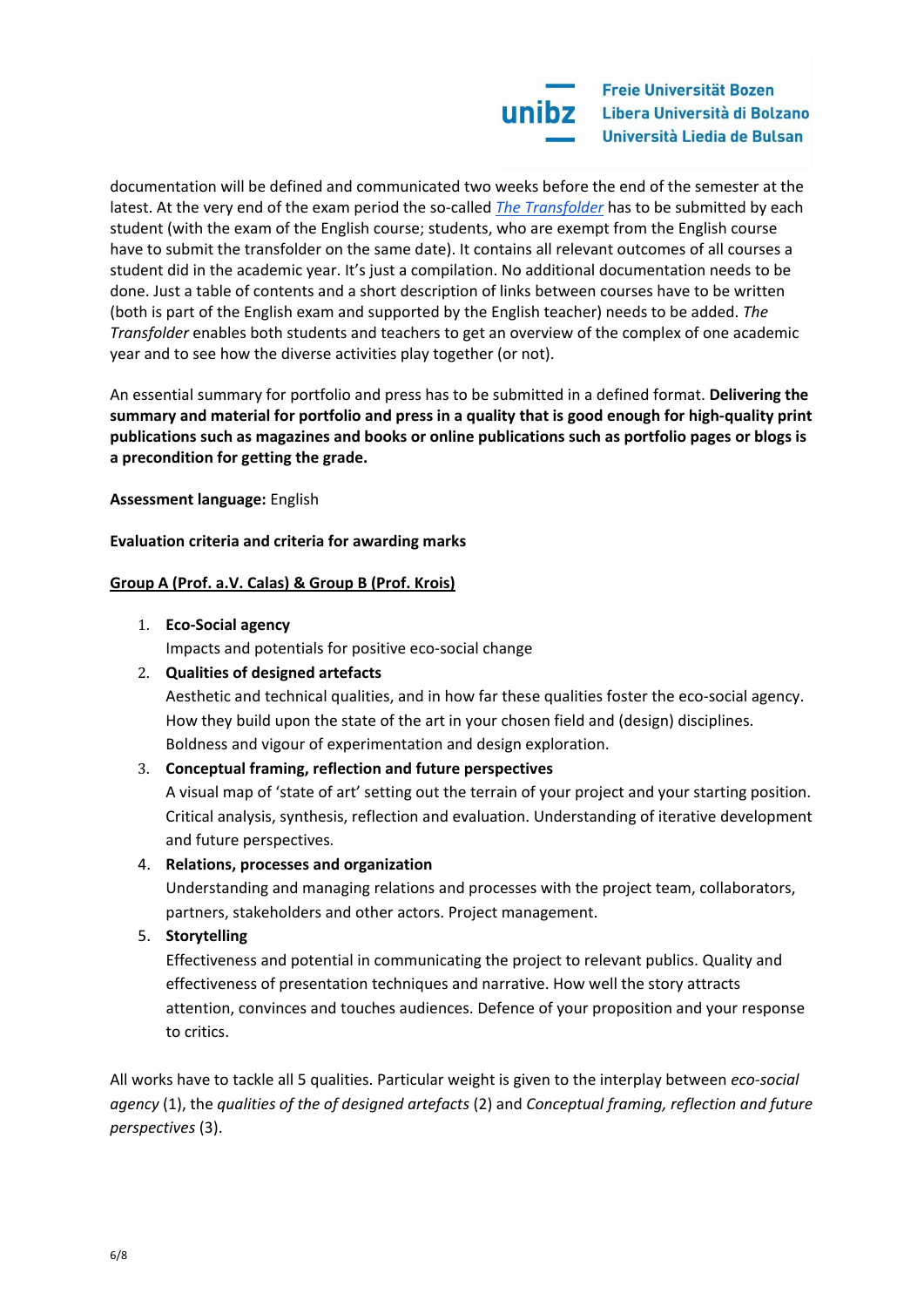documentation will be defined and communicated two weeks before the end of the semester at the latest. At the very end of the exam period the so-called *The Transfolder* has to be submitted by each student (with the exam of the English course; students, who are exempt from the English course have to submit the transfolder on the same date). It contains all relevant outcomes of all courses a student did in the academic year. It's just a compilation. No additional documentation needs to be done. Just a table of contents and a short description of links between courses have to be written (both is part of the English exam and supported by the English teacher) needs to be added. *The Transfolder* enables both students and teachers to get an overview of the complex of one academic year and to see how the diverse activities play together (or not).

An essential summary for portfolio and press has to be submitted in a defined format. **Delivering the summary and material for portfolio and press in a quality that is good enough for high-quality print publications such as magazines and books or online publications such as portfolio pages or blogs is a precondition for getting the grade.**

**Assessment language:** English

**Evaluation criteria and criteria for awarding marks**

**Group A (Prof. a.V. Calas) & Group B (Prof. Krois)**

1. **Eco-Social agency**
   Impacts and potentials for positive eco-social change
2. **Qualities of designed artefacts**
   Aesthetic and technical qualities, and in how far these qualities foster the eco-social agency. How they build upon the state of the art in your chosen field and (design) disciplines. Boldness and vigour of experimentation and design exploration.
3. **Conceptual framing, reflection and future perspectives**
   A visual map of 'state of art' setting out the terrain of your project and your starting position. Critical analysis, synthesis, reflection and evaluation. Understanding of iterative development and future perspectives.
4. **Relations, processes and organization**
   Understanding and managing relations and processes with the project team, collaborators, partners, stakeholders and other actors. Project management.
5. **Storytelling**
   Effectiveness and potential in communicating the project to relevant publics. Quality and effectiveness of presentation techniques and narrative. How well the story attracts attention, convinces and touches audiences. Defence of your proposition and your response to critics.

All works have to tackle all 5 qualities. Particular weight is given to the interplay between *eco-social agency* (1), the *qualities of the of designed artefacts* (2) and *Conceptual framing, reflection and future perspectives* (3).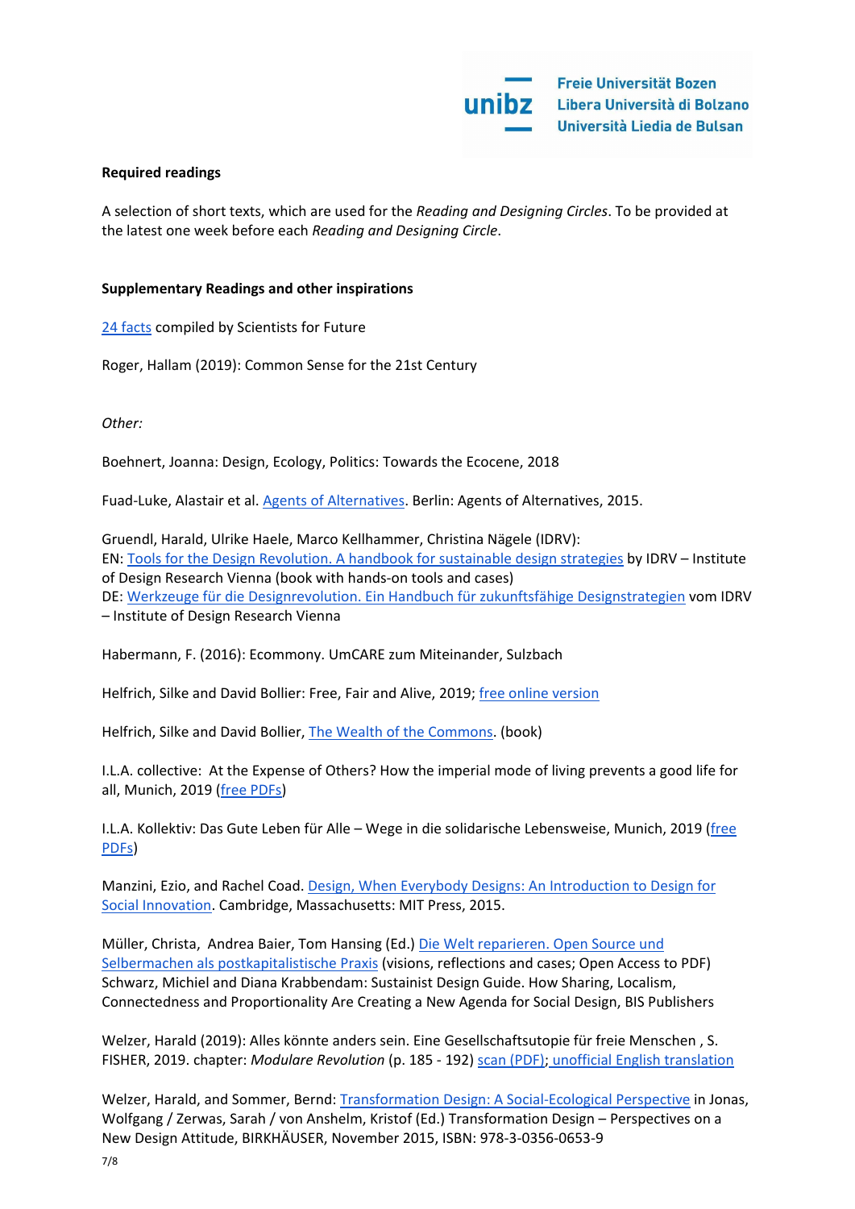**Required readings**

A selection of short texts, which are used for the *Reading and Designing Circles*. To be provided at the latest one week before each *Reading and Designing Circle*.

**Supplementary Readings and other inspirations**

24 facts compiled by Scientists for Future

Roger, Hallam (2019): Common Sense for the 21st Century

*Other:*

Boehnert, Joanna: Design, Ecology, Politics: Towards the Ecocene, 2018

Fuad-Luke, Alastair et al. Agents of Alternatives. Berlin: Agents of Alternatives, 2015.

Gruendl, Harald, Ulrike Haele, Marco Kellhammer, Christina Nägele (IDRV):
EN: Tools for the Design Revolution. A handbook for sustainable design strategies by IDRV – Institute of Design Research Vienna (book with hands-on tools and cases)
DE: Werkzeuge für die Designrevolution. Ein Handbuch für zukunftsfähige Designstrategien vom IDRV – Institute of Design Research Vienna

Habermann, F. (2016): Ecommony. UmCARE zum Miteinander, Sulzbach

Helfrich, Silke and David Bollier: Free, Fair and Alive, 2019; free online version

Helfrich, Silke and David Bollier, The Wealth of the Commons. (book)

I.L.A. collective: At the Expense of Others? How the imperial mode of living prevents a good life for all, Munich, 2019 (free PDFs)

I.L.A. Kollektiv: Das Gute Leben für Alle – Wege in die solidarische Lebensweise, Munich, 2019 (free PDFs)

Manzini, Ezio, and Rachel Coad. Design, When Everybody Designs: An Introduction to Design for Social Innovation. Cambridge, Massachusetts: MIT Press, 2015.

Müller, Christa, Andrea Baier, Tom Hansing (Ed.) Die Welt reparieren. Open Source und Selbermachen als postkapitalistische Praxis (visions, reflections and cases; Open Access to PDF)
Schwarz, Michiel and Diana Krabbendam: Sustainist Design Guide. How Sharing, Localism, Connectedness and Proportionality Are Creating a New Agenda for Social Design, BIS Publishers

Welzer, Harald (2019): Alles könnte anders sein. Eine Gesellschaftsutopie für freie Menschen , S. FISHER, 2019. chapter: *Modulare Revolution* (p. 185 - 192) scan (PDF); unofficial English translation

Welzer, Harald, and Sommer, Bernd: Transformation Design: A Social-Ecological Perspective in Jonas, Wolfgang / Zerwas, Sarah / von Anshelm, Kristof (Ed.) Transformation Design – Perspectives on a New Design Attitude, BIRKHÄUSER, November 2015, ISBN: 978-3-0356-0653-9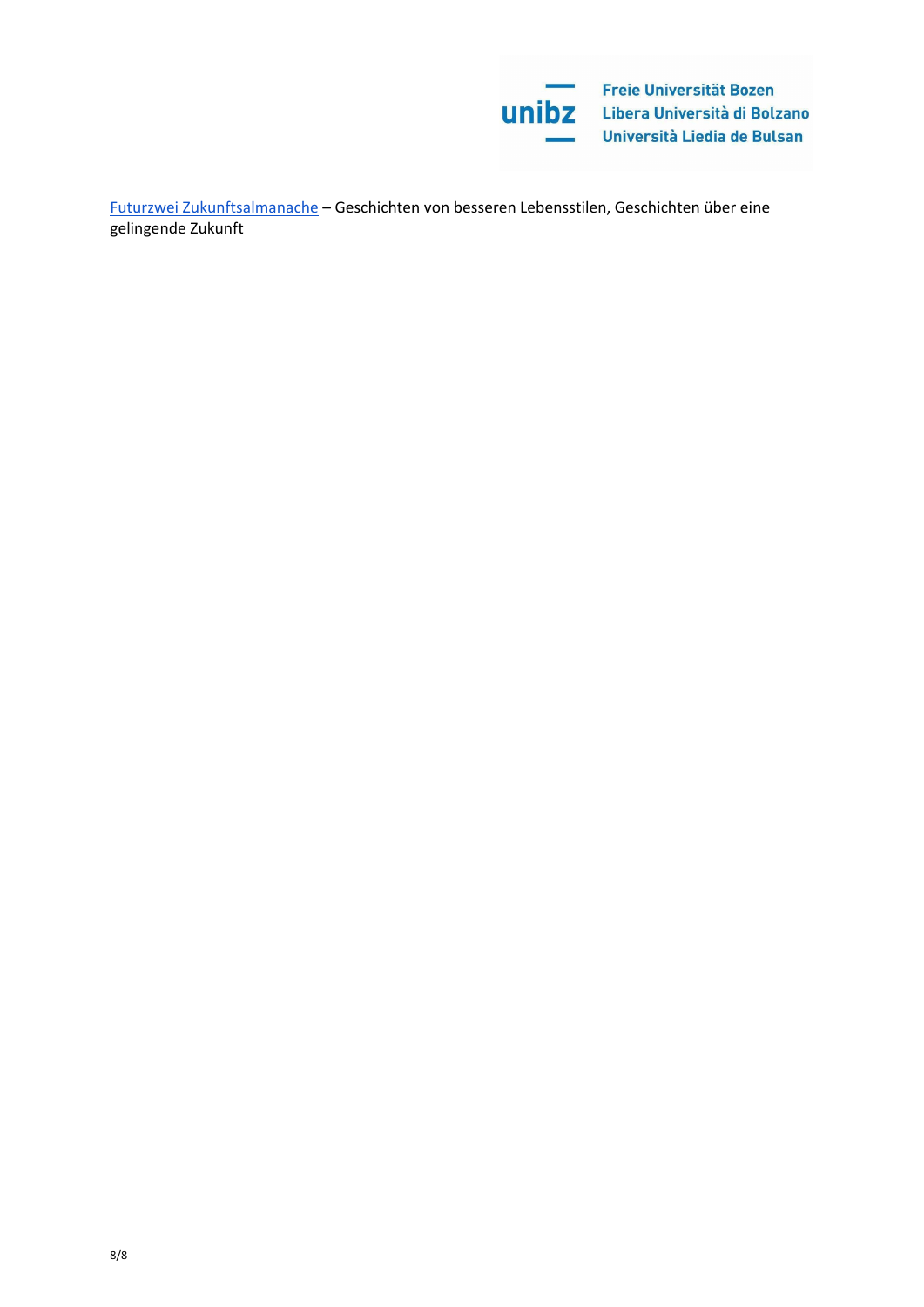Futurzwei Zukunftsalmanache – Geschichten von besseren Lebensstilen, Geschichten über eine gelingende Zukunft